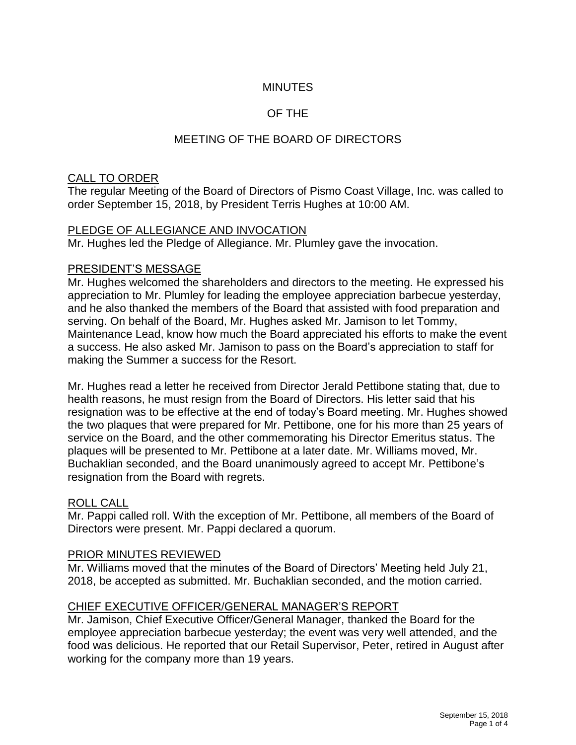# MINUTES

# OF THE

# MEETING OF THE BOARD OF DIRECTORS

## CALL TO ORDER

The regular Meeting of the Board of Directors of Pismo Coast Village, Inc. was called to order September 15, 2018, by President Terris Hughes at 10:00 AM.

## PLEDGE OF ALLEGIANCE AND INVOCATION

Mr. Hughes led the Pledge of Allegiance. Mr. Plumley gave the invocation.

## PRESIDENT'S MESSAGE

Mr. Hughes welcomed the shareholders and directors to the meeting. He expressed his appreciation to Mr. Plumley for leading the employee appreciation barbecue yesterday, and he also thanked the members of the Board that assisted with food preparation and serving. On behalf of the Board, Mr. Hughes asked Mr. Jamison to let Tommy, Maintenance Lead, know how much the Board appreciated his efforts to make the event a success. He also asked Mr. Jamison to pass on the Board's appreciation to staff for making the Summer a success for the Resort.

Mr. Hughes read a letter he received from Director Jerald Pettibone stating that, due to health reasons, he must resign from the Board of Directors. His letter said that his resignation was to be effective at the end of today's Board meeting. Mr. Hughes showed the two plaques that were prepared for Mr. Pettibone, one for his more than 25 years of service on the Board, and the other commemorating his Director Emeritus status. The plaques will be presented to Mr. Pettibone at a later date. Mr. Williams moved, Mr. Buchaklian seconded, and the Board unanimously agreed to accept Mr. Pettibone's resignation from the Board with regrets.

## ROLL CALL

Mr. Pappi called roll. With the exception of Mr. Pettibone, all members of the Board of Directors were present. Mr. Pappi declared a quorum.

## PRIOR MINUTES REVIEWED

Mr. Williams moved that the minutes of the Board of Directors' Meeting held July 21, 2018, be accepted as submitted. Mr. Buchaklian seconded, and the motion carried.

## CHIEF EXECUTIVE OFFICER/GENERAL MANAGER'S REPORT

Mr. Jamison, Chief Executive Officer/General Manager, thanked the Board for the employee appreciation barbecue yesterday; the event was very well attended, and the food was delicious. He reported that our Retail Supervisor, Peter, retired in August after working for the company more than 19 years.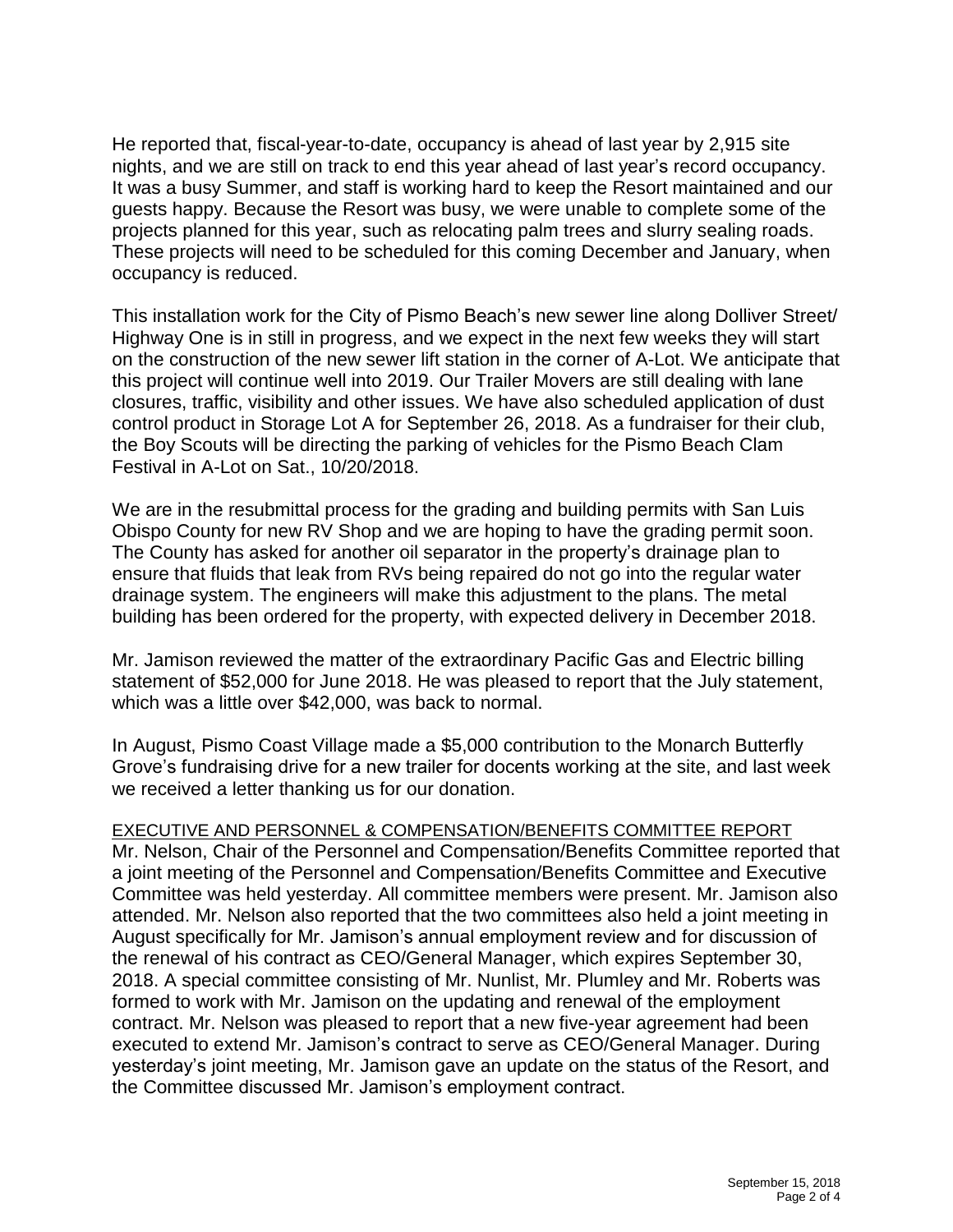He reported that, fiscal-year-to-date, occupancy is ahead of last year by 2,915 site nights, and we are still on track to end this year ahead of last year's record occupancy. It was a busy Summer, and staff is working hard to keep the Resort maintained and our guests happy. Because the Resort was busy, we were unable to complete some of the projects planned for this year, such as relocating palm trees and slurry sealing roads. These projects will need to be scheduled for this coming December and January, when occupancy is reduced.

This installation work for the City of Pismo Beach's new sewer line along Dolliver Street/ Highway One is in still in progress, and we expect in the next few weeks they will start on the construction of the new sewer lift station in the corner of A-Lot. We anticipate that this project will continue well into 2019. Our Trailer Movers are still dealing with lane closures, traffic, visibility and other issues. We have also scheduled application of dust control product in Storage Lot A for September 26, 2018. As a fundraiser for their club, the Boy Scouts will be directing the parking of vehicles for the Pismo Beach Clam Festival in A-Lot on Sat., 10/20/2018.

We are in the resubmittal process for the grading and building permits with San Luis Obispo County for new RV Shop and we are hoping to have the grading permit soon. The County has asked for another oil separator in the property's drainage plan to ensure that fluids that leak from RVs being repaired do not go into the regular water drainage system. The engineers will make this adjustment to the plans. The metal building has been ordered for the property, with expected delivery in December 2018.

Mr. Jamison reviewed the matter of the extraordinary Pacific Gas and Electric billing statement of $52,000 for June 2018. He was pleased to report that the July statement, which was a little over $42,000, was back to normal.

In August, Pismo Coast Village made a $5,000 contribution to the Monarch Butterfly Grove's fundraising drive for a new trailer for docents working at the site, and last week we received a letter thanking us for our donation.

EXECUTIVE AND PERSONNEL & COMPENSATION/BENEFITS COMMITTEE REPORT

Mr. Nelson, Chair of the Personnel and Compensation/Benefits Committee reported that a joint meeting of the Personnel and Compensation/Benefits Committee and Executive Committee was held yesterday. All committee members were present. Mr. Jamison also attended. Mr. Nelson also reported that the two committees also held a joint meeting in August specifically for Mr. Jamison's annual employment review and for discussion of the renewal of his contract as CEO/General Manager, which expires September 30, 2018. A special committee consisting of Mr. Nunlist, Mr. Plumley and Mr. Roberts was formed to work with Mr. Jamison on the updating and renewal of the employment contract. Mr. Nelson was pleased to report that a new five-year agreement had been executed to extend Mr. Jamison's contract to serve as CEO/General Manager. During yesterday's joint meeting, Mr. Jamison gave an update on the status of the Resort, and the Committee discussed Mr. Jamison's employment contract.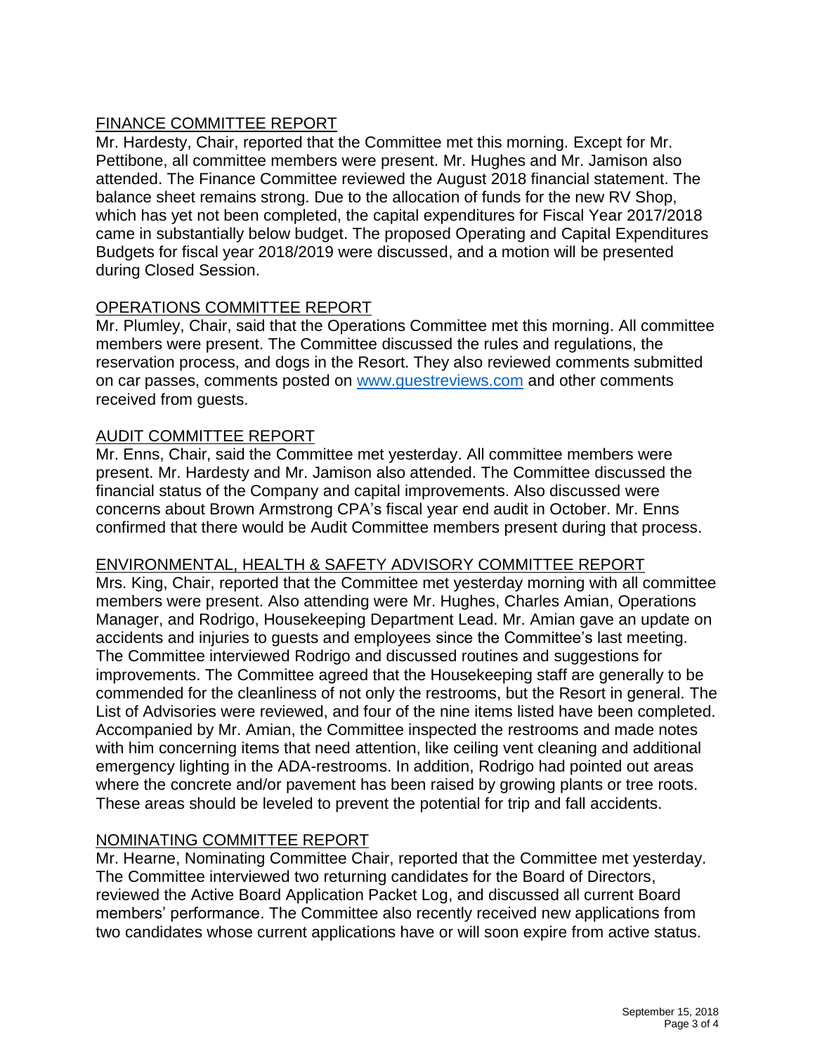## FINANCE COMMITTEE REPORT

Mr. Hardesty, Chair, reported that the Committee met this morning. Except for Mr. Pettibone, all committee members were present. Mr. Hughes and Mr. Jamison also attended. The Finance Committee reviewed the August 2018 financial statement. The balance sheet remains strong. Due to the allocation of funds for the new RV Shop, which has yet not been completed, the capital expenditures for Fiscal Year 2017/2018 came in substantially below budget. The proposed Operating and Capital Expenditures Budgets for fiscal year 2018/2019 were discussed, and a motion will be presented during Closed Session.

## OPERATIONS COMMITTEE REPORT

Mr. Plumley, Chair, said that the Operations Committee met this morning. All committee members were present. The Committee discussed the rules and regulations, the reservation process, and dogs in the Resort. They also reviewed comments submitted on car passes, comments posted on www.guestreviews.com and other comments received from guests.

## AUDIT COMMITTEE REPORT

Mr. Enns, Chair, said the Committee met yesterday. All committee members were present. Mr. Hardesty and Mr. Jamison also attended. The Committee discussed the financial status of the Company and capital improvements. Also discussed were concerns about Brown Armstrong CPA's fiscal year end audit in October. Mr. Enns confirmed that there would be Audit Committee members present during that process.

## ENVIRONMENTAL, HEALTH & SAFETY ADVISORY COMMITTEE REPORT

Mrs. King, Chair, reported that the Committee met yesterday morning with all committee members were present. Also attending were Mr. Hughes, Charles Amian, Operations Manager, and Rodrigo, Housekeeping Department Lead. Mr. Amian gave an update on accidents and injuries to guests and employees since the Committee's last meeting. The Committee interviewed Rodrigo and discussed routines and suggestions for improvements. The Committee agreed that the Housekeeping staff are generally to be commended for the cleanliness of not only the restrooms, but the Resort in general. The List of Advisories were reviewed, and four of the nine items listed have been completed. Accompanied by Mr. Amian, the Committee inspected the restrooms and made notes with him concerning items that need attention, like ceiling vent cleaning and additional emergency lighting in the ADA-restrooms. In addition, Rodrigo had pointed out areas where the concrete and/or pavement has been raised by growing plants or tree roots. These areas should be leveled to prevent the potential for trip and fall accidents.

## NOMINATING COMMITTEE REPORT

Mr. Hearne, Nominating Committee Chair, reported that the Committee met yesterday. The Committee interviewed two returning candidates for the Board of Directors, reviewed the Active Board Application Packet Log, and discussed all current Board members' performance. The Committee also recently received new applications from two candidates whose current applications have or will soon expire from active status.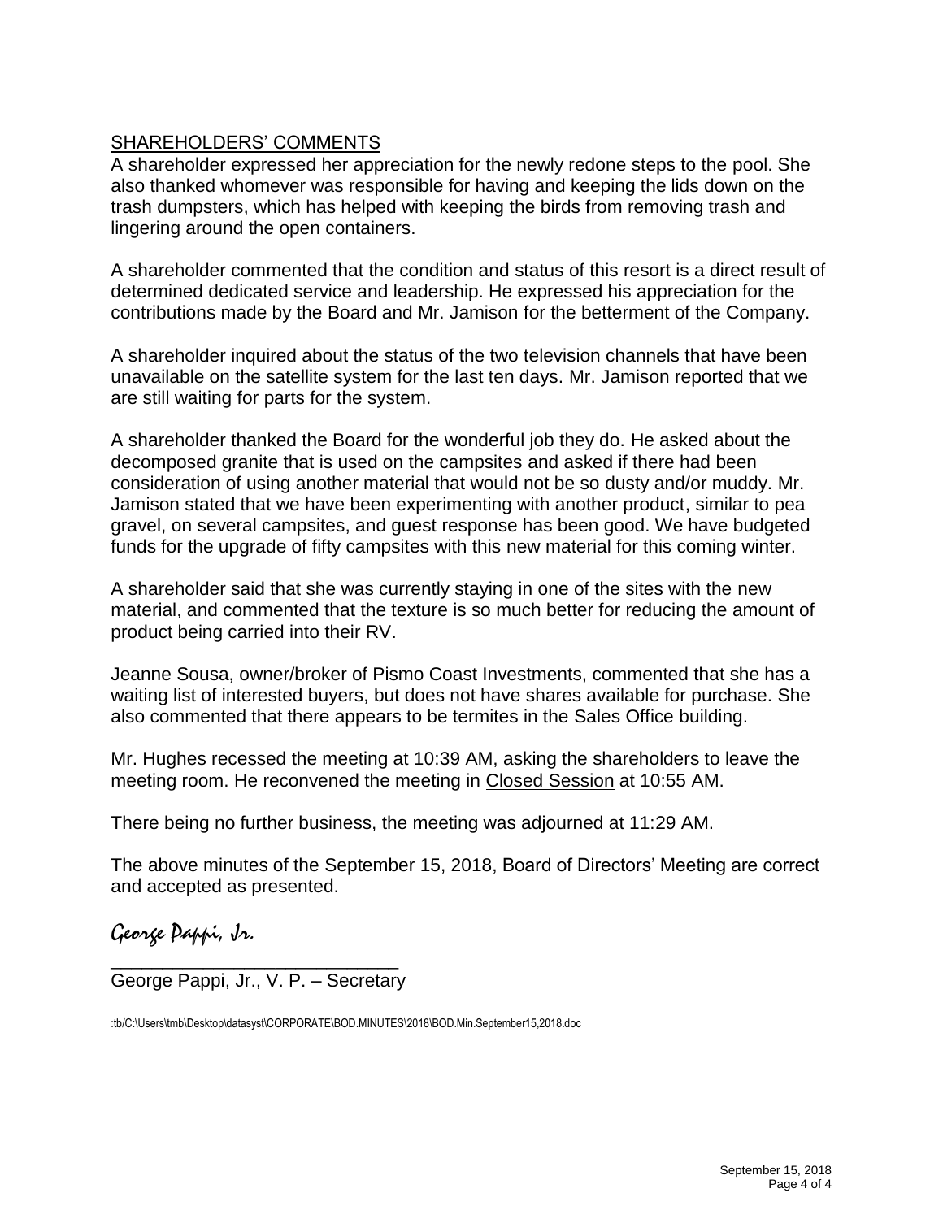## SHAREHOLDERS' COMMENTS

A shareholder expressed her appreciation for the newly redone steps to the pool. She also thanked whomever was responsible for having and keeping the lids down on the trash dumpsters, which has helped with keeping the birds from removing trash and lingering around the open containers.

A shareholder commented that the condition and status of this resort is a direct result of determined dedicated service and leadership. He expressed his appreciation for the contributions made by the Board and Mr. Jamison for the betterment of the Company.

A shareholder inquired about the status of the two television channels that have been unavailable on the satellite system for the last ten days. Mr. Jamison reported that we are still waiting for parts for the system.

A shareholder thanked the Board for the wonderful job they do. He asked about the decomposed granite that is used on the campsites and asked if there had been consideration of using another material that would not be so dusty and/or muddy. Mr. Jamison stated that we have been experimenting with another product, similar to pea gravel, on several campsites, and guest response has been good. We have budgeted funds for the upgrade of fifty campsites with this new material for this coming winter.

A shareholder said that she was currently staying in one of the sites with the new material, and commented that the texture is so much better for reducing the amount of product being carried into their RV.

Jeanne Sousa, owner/broker of Pismo Coast Investments, commented that she has a waiting list of interested buyers, but does not have shares available for purchase. She also commented that there appears to be termites in the Sales Office building.

Mr. Hughes recessed the meeting at 10:39 AM, asking the shareholders to leave the meeting room. He reconvened the meeting in Closed Session at 10:55 AM.

There being no further business, the meeting was adjourned at 11:29 AM.

The above minutes of the September 15, 2018, Board of Directors' Meeting are correct and accepted as presented.

*George Pappi, Jr.*

\_\_\_\_\_\_\_\_\_\_\_\_\_\_\_\_\_\_\_\_\_\_\_\_\_\_\_\_\_\_

George Pappi, Jr., V. P. – Secretary

:tb/C:\Users\tmb\Desktop\datasyst\CORPORATE\BOD.MINUTES\2018\BOD.Min.September15,2018.doc